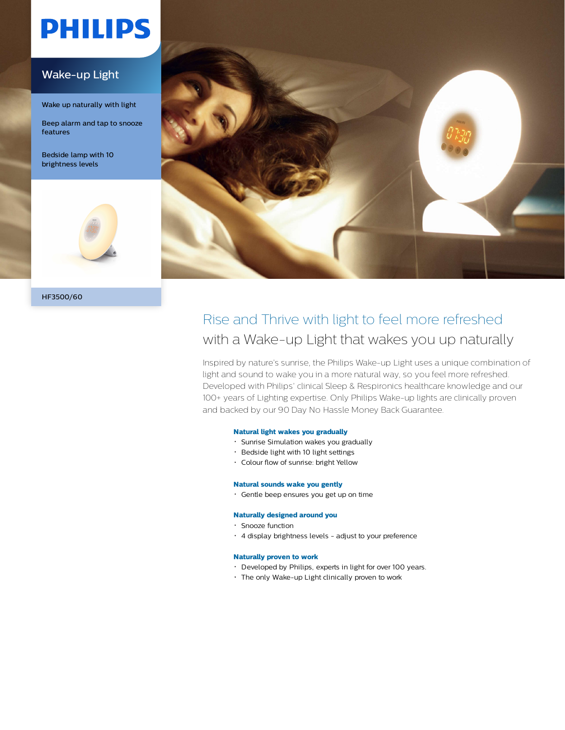PHILIPS

# Wake-up Light

Wake up naturally with light

Beep alarm and tap to snooze features

Bedside lamp with 10 brightness levels

HF3500/60

## Rise and Thrive with light to feel more refreshed

### with a Wake-up Light that wakes you up naturally

Inspired by nature's sunrise, the Philips Wake-up Light uses a unique combination of light and sound to wake you in a more natural way, so you feel more refreshed. Developed with Philips' clinical Sleep & Respironics healthcare knowledge and our 100+ years of Lighting expertise. Only Philips Wake-up lights are clinically proven and backed by our 90 Day No Hassle Money Back Guarantee.

**Natural light wakes you gradually**
- Sunrise Simulation wakes you gradually
- Bedside light with 10 light settings
- Colour flow of sunrise: bright Yellow

**Natural sounds wake you gently**
- Gentle beep ensures you get up on time

**Naturally designed around you**
- Snooze function
- 4 display brightness levels - adjust to your preference

**Naturally proven to work**
- Developed by Philips, experts in light for over 100 years.
- The only Wake-up Light clinically proven to work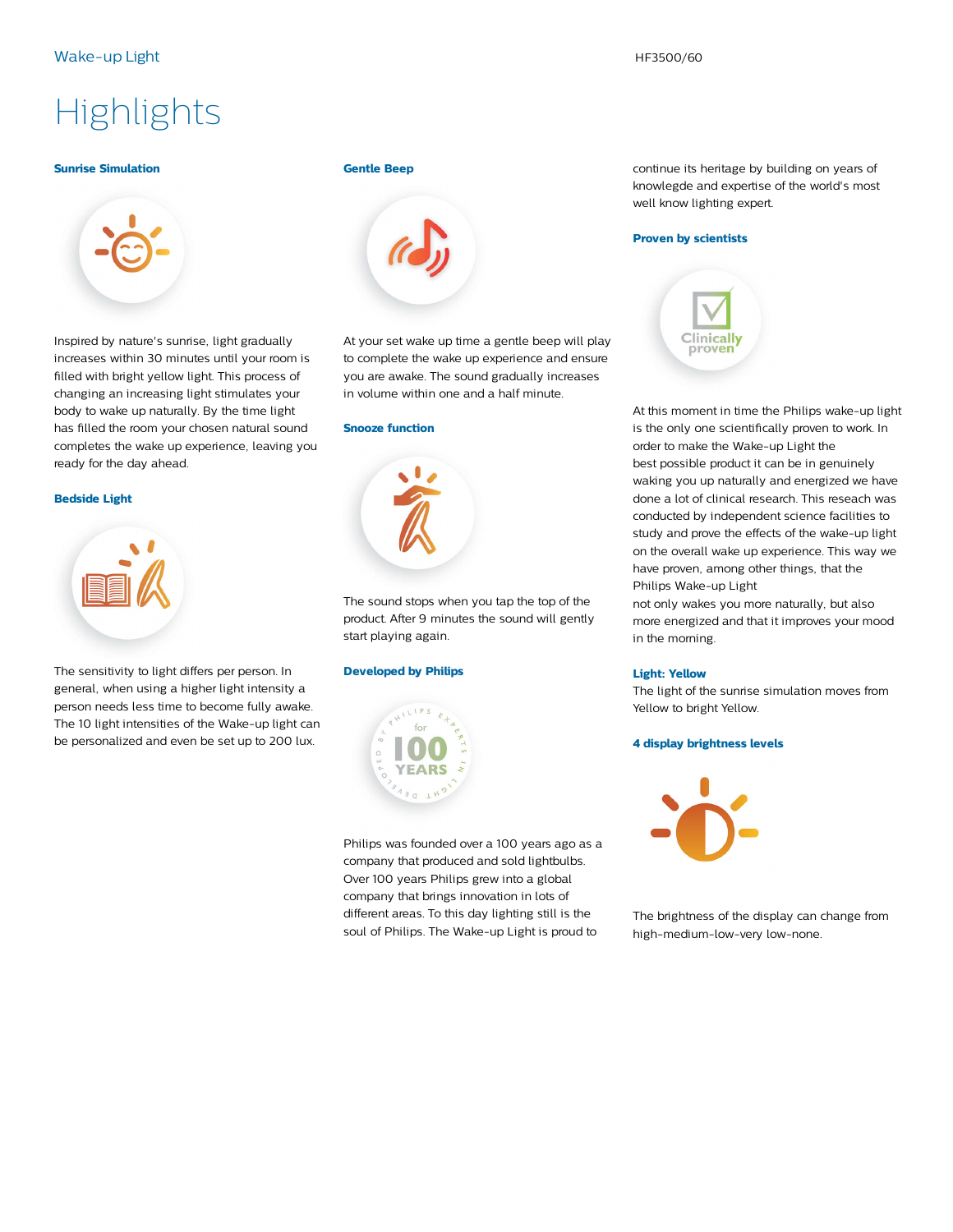# Highlights

### Sunrise Simulation

Inspired by nature's sunrise, light gradually increases within 30 minutes until your room is filled with bright yellow light. This process of changing an increasing light stimulates your body to wake up naturally. By the time light has filled the room your chosen natural sound completes the wake up experience, leaving you ready for the day ahead.

### Bedside Light

The sensitivity to light differs per person. In general, when using a higher light intensity a person needs less time to become fully awake. The 10 light intensities of the Wake-up light can be personalized and even be set up to 200 lux.

### Gentle Beep

At your set wake up time a gentle beep will play to complete the wake up experience and ensure you are awake. The sound gradually increases in volume within one and a half minute.

### Snooze function

The sound stops when you tap the top of the product. After 9 minutes the sound will gently start playing again.

### Developed by Philips

Philips was founded over a 100 years ago as a company that produced and sold lightbulbs. Over 100 years Philips grew into a global company that brings innovation in lots of different areas. To this day lighting still is the soul of Philips. The Wake-up Light is proud to continue its heritage by building on years of knowlegde and expertise of the world's most well know lighting expert.

### Proven by scientists

At this moment in time the Philips wake-up light is the only one scientifically proven to work. In order to make the Wake-up Light the best possible product it can be in genuinely waking you up naturally and energized we have done a lot of clinical research. This reseach was conducted by independent science facilities to study and prove the effects of the wake-up light on the overall wake up experience. This way we have proven, among other things, that the Philips Wake-up Light not only wakes you more naturally, but also more energized and that it improves your mood in the morning.

### Light: Yellow

The light of the sunrise simulation moves from Yellow to bright Yellow.

### 4 display brightness levels

The brightness of the display can change from high-medium-low-very low-none.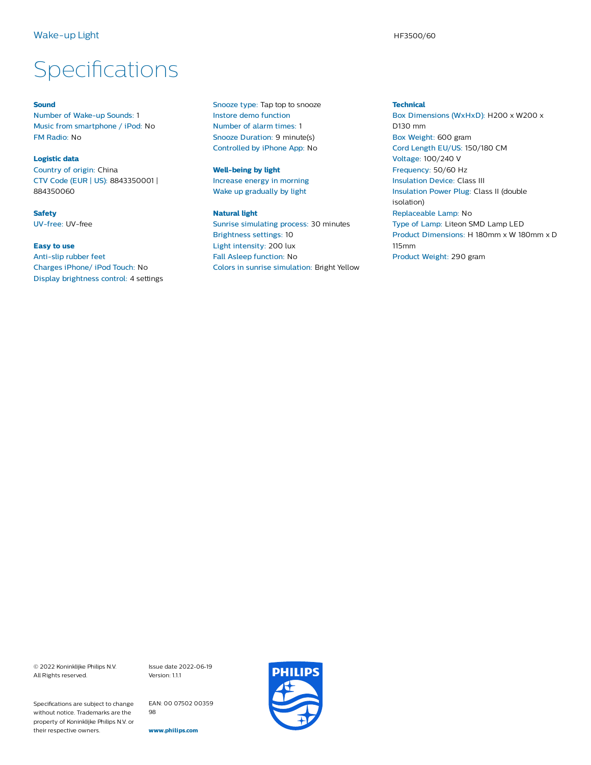# Specifications

### Sound

- Number of Wake-up Sounds: 1
- Music from smartphone / iPod: No
- FM Radio: No

### Logistic data

- Country of origin: China
- CTV Code (EUR | US): 8843350001 | 884350060

### Safety

- UV-free: UV-free

### Easy to use

- Anti-slip rubber feet
- Charges iPhone/ iPod Touch: No
- Display brightness control: 4 settings
- Snooze type: Tap top to snooze
- Instore demo function
- Number of alarm times: 1
- Snooze Duration: 9 minute(s)
- Controlled by iPhone App: No

### Well-being by light

- Increase energy in morning
- Wake up gradually by light

### Natural light

- Sunrise simulating process: 30 minutes
- Brightness settings: 10
- Light intensity: 200 lux
- Fall Asleep function: No
- Colors in sunrise simulation: Bright Yellow

### Technical

- Box Dimensions (WxHxD): H200 x W200 x D130 mm
- Box Weight: 600 gram
- Cord Length EU/US: 150/180 CM
- Voltage: 100/240 V
- Frequency: 50/60 Hz
- Insulation Device: Class III
- Insulation Power Plug: Class II (double isolation)
- Replaceable Lamp: No
- Type of Lamp: Liteon SMD Lamp LED
- Product Dimensions: H 180mm x W 180mm x D 115mm
- Product Weight: 290 gram

© 2022 Koninklijke Philips N.V.
All Rights reserved.

Specifications are subject to change without notice. Trademarks are the property of Koninklijke Philips N.V. or their respective owners.

Issue date 2022-06-19
Version: 1.1.1

EAN: 00 07502 00359 98

**www.philips.com**